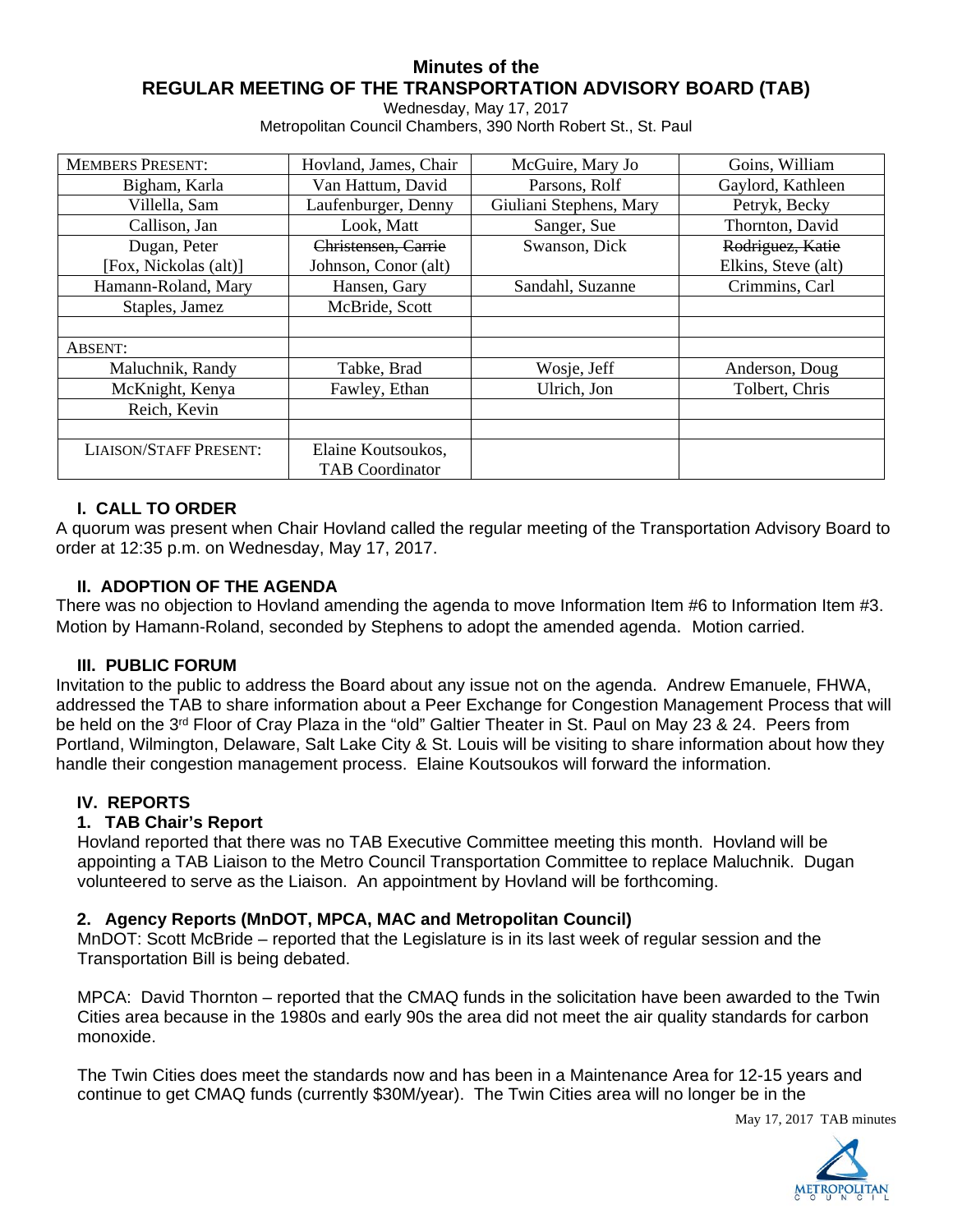# Minutes of the
# REGULAR MEETING OF THE TRANSPORTATION ADVISORY BOARD (TAB)

Wednesday, May 17, 2017
Metropolitan Council Chambers, 390 North Robert St., St. Paul

| MEMBERS PRESENT: | Hovland, James, Chair | McGuire, Mary Jo | Goins, William |
|---|---|---|---|
| Bigham, Karla | Van Hattum, David | Parsons, Rolf | Gaylord, Kathleen |
| Villella, Sam | Laufenburger, Denny | Giuliani Stephens, Mary | Petryk, Becky |
| Callison, Jan | Look, Matt | Sanger, Sue | Thornton, David |
| Dugan, Peter [Fox, Nickolas (alt)] | ~~Christensen, Carrie~~ Johnson, Conor (alt) | Swanson, Dick | ~~Rodriguez, Katie~~ Elkins, Steve (alt) |
| Hamann-Roland, Mary | Hansen, Gary | Sandahl, Suzanne | Crimmins, Carl |
| Staples, Jamez | McBride, Scott | | |
| | | | |
| ABSENT: | | | |
| Maluchnik, Randy | Tabke, Brad | Wosje, Jeff | Anderson, Doug |
| McKnight, Kenya | Fawley, Ethan | Ulrich, Jon | Tolbert, Chris |
| Reich, Kevin | | | |
| | | | |
| LIAISON/STAFF PRESENT: | Elaine Koutsoukos, TAB Coordinator | | |

## I. CALL TO ORDER

A quorum was present when Chair Hovland called the regular meeting of the Transportation Advisory Board to order at 12:35 p.m. on Wednesday, May 17, 2017.

## II. ADOPTION OF THE AGENDA

There was no objection to Hovland amending the agenda to move Information Item #6 to Information Item #3. Motion by Hamann-Roland, seconded by Stephens to adopt the amended agenda. Motion carried.

## III. PUBLIC FORUM

Invitation to the public to address the Board about any issue not on the agenda. Andrew Emanuele, FHWA, addressed the TAB to share information about a Peer Exchange for Congestion Management Process that will be held on the 3rd Floor of Cray Plaza in the "old" Galtier Theater in St. Paul on May 23 & 24. Peers from Portland, Wilmington, Delaware, Salt Lake City & St. Louis will be visiting to share information about how they handle their congestion management process. Elaine Koutsoukos will forward the information.

## IV. REPORTS

### 1. TAB Chair's Report

Hovland reported that there was no TAB Executive Committee meeting this month. Hovland will be appointing a TAB Liaison to the Metro Council Transportation Committee to replace Maluchnik. Dugan volunteered to serve as the Liaison. An appointment by Hovland will be forthcoming.

### 2. Agency Reports (MnDOT, MPCA, MAC and Metropolitan Council)

MnDOT: Scott McBride – reported that the Legislature is in its last week of regular session and the Transportation Bill is being debated.

MPCA: David Thornton – reported that the CMAQ funds in the solicitation have been awarded to the Twin Cities area because in the 1980s and early 90s the area did not meet the air quality standards for carbon monoxide.

The Twin Cities does meet the standards now and has been in a Maintenance Area for 12-15 years and continue to get CMAQ funds (currently \$30M/year). The Twin Cities area will no longer be in the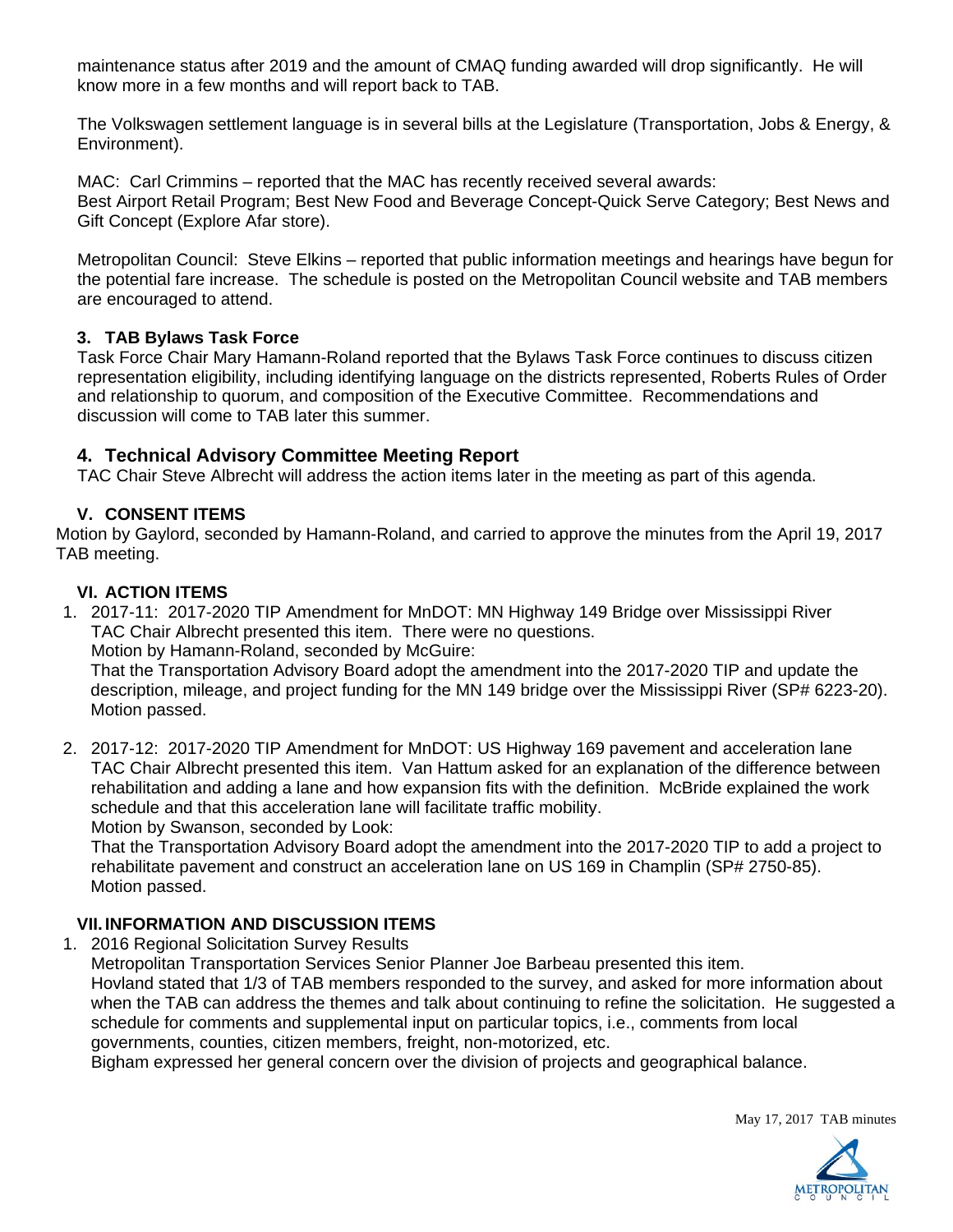maintenance status after 2019 and the amount of CMAQ funding awarded will drop significantly. He will know more in a few months and will report back to TAB.

The Volkswagen settlement language is in several bills at the Legislature (Transportation, Jobs & Energy, & Environment).

MAC: Carl Crimmins – reported that the MAC has recently received several awards: Best Airport Retail Program; Best New Food and Beverage Concept-Quick Serve Category; Best News and Gift Concept (Explore Afar store).

Metropolitan Council: Steve Elkins – reported that public information meetings and hearings have begun for the potential fare increase. The schedule is posted on the Metropolitan Council website and TAB members are encouraged to attend.

### 3. TAB Bylaws Task Force

Task Force Chair Mary Hamann-Roland reported that the Bylaws Task Force continues to discuss citizen representation eligibility, including identifying language on the districts represented, Roberts Rules of Order and relationship to quorum, and composition of the Executive Committee. Recommendations and discussion will come to TAB later this summer.

### 4. Technical Advisory Committee Meeting Report

TAC Chair Steve Albrecht will address the action items later in the meeting as part of this agenda.

## V. CONSENT ITEMS

Motion by Gaylord, seconded by Hamann-Roland, and carried to approve the minutes from the April 19, 2017 TAB meeting.

## VI. ACTION ITEMS

1. 2017-11: 2017-2020 TIP Amendment for MnDOT: MN Highway 149 Bridge over Mississippi River
   TAC Chair Albrecht presented this item. There were no questions.
   Motion by Hamann-Roland, seconded by McGuire:
   That the Transportation Advisory Board adopt the amendment into the 2017-2020 TIP and update the description, mileage, and project funding for the MN 149 bridge over the Mississippi River (SP# 6223-20).
   Motion passed.

2. 2017-12: 2017-2020 TIP Amendment for MnDOT: US Highway 169 pavement and acceleration lane
   TAC Chair Albrecht presented this item. Van Hattum asked for an explanation of the difference between rehabilitation and adding a lane and how expansion fits with the definition. McBride explained the work schedule and that this acceleration lane will facilitate traffic mobility.
   Motion by Swanson, seconded by Look:
   That the Transportation Advisory Board adopt the amendment into the 2017-2020 TIP to add a project to rehabilitate pavement and construct an acceleration lane on US 169 in Champlin (SP# 2750-85).
   Motion passed.

## VII. INFORMATION AND DISCUSSION ITEMS

1. 2016 Regional Solicitation Survey Results
   Metropolitan Transportation Services Senior Planner Joe Barbeau presented this item.
   Hovland stated that 1/3 of TAB members responded to the survey, and asked for more information about when the TAB can address the themes and talk about continuing to refine the solicitation. He suggested a schedule for comments and supplemental input on particular topics, i.e., comments from local governments, counties, citizen members, freight, non-motorized, etc.
   Bigham expressed her general concern over the division of projects and geographical balance.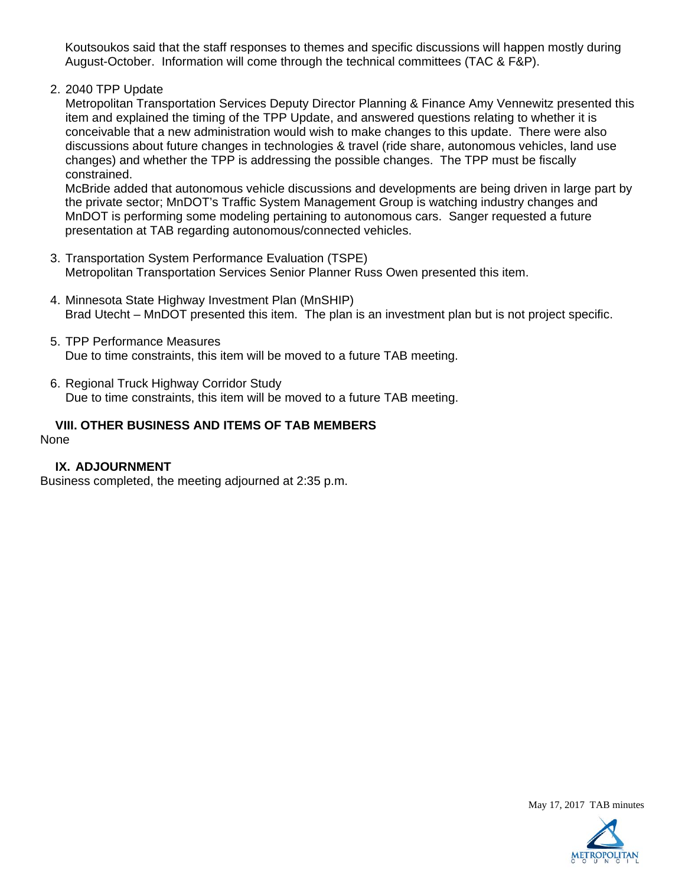Koutsoukos said that the staff responses to themes and specific discussions will happen mostly during August-October. Information will come through the technical committees (TAC & F&P).

2. 2040 TPP Update
   Metropolitan Transportation Services Deputy Director Planning & Finance Amy Vennewitz presented this item and explained the timing of the TPP Update, and answered questions relating to whether it is conceivable that a new administration would wish to make changes to this update. There were also discussions about future changes in technologies & travel (ride share, autonomous vehicles, land use changes) and whether the TPP is addressing the possible changes. The TPP must be fiscally constrained.
   McBride added that autonomous vehicle discussions and developments are being driven in large part by the private sector; MnDOT's Traffic System Management Group is watching industry changes and MnDOT is performing some modeling pertaining to autonomous cars. Sanger requested a future presentation at TAB regarding autonomous/connected vehicles.

3. Transportation System Performance Evaluation (TSPE)
   Metropolitan Transportation Services Senior Planner Russ Owen presented this item.

4. Minnesota State Highway Investment Plan (MnSHIP)
   Brad Utecht – MnDOT presented this item. The plan is an investment plan but is not project specific.

5. TPP Performance Measures
   Due to time constraints, this item will be moved to a future TAB meeting.

6. Regional Truck Highway Corridor Study
   Due to time constraints, this item will be moved to a future TAB meeting.

## VIII. OTHER BUSINESS AND ITEMS OF TAB MEMBERS

None

## IX. ADJOURNMENT

Business completed, the meeting adjourned at 2:35 p.m.